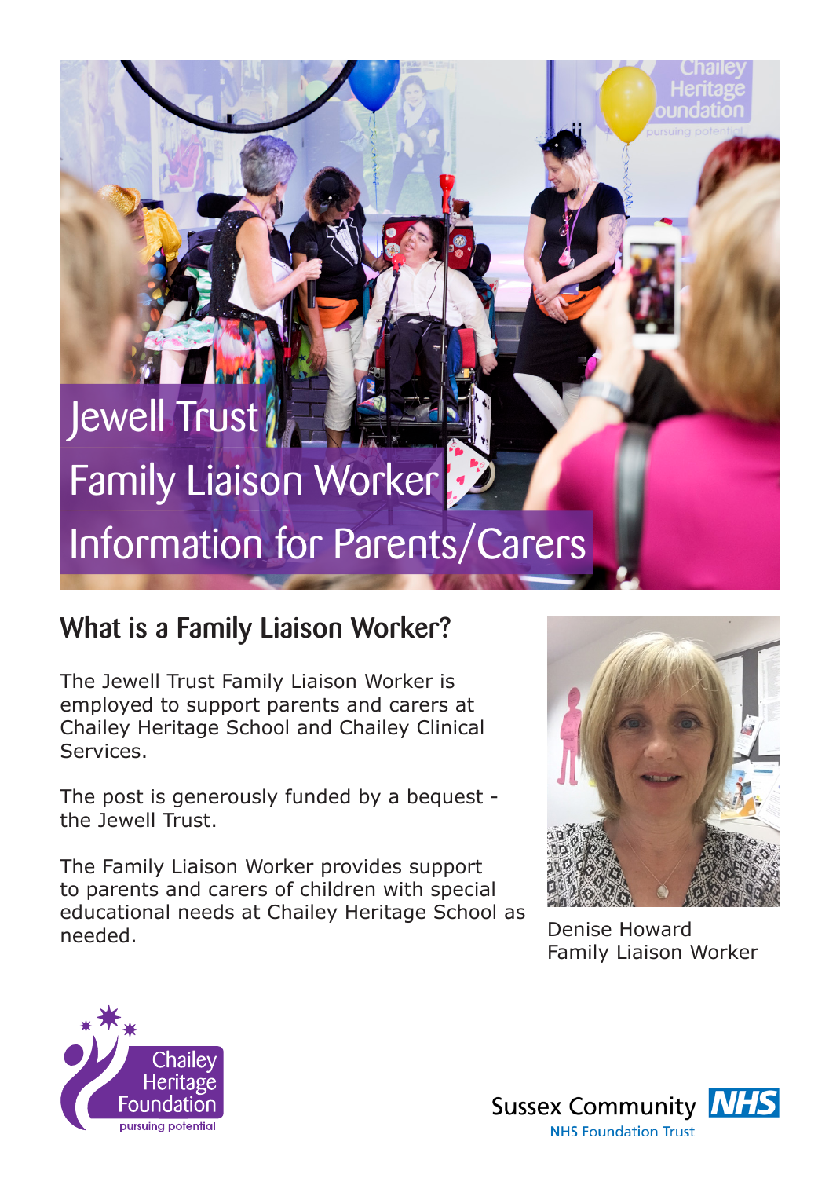# Jewell Trust Family Liaison Worker Information for Parents/Carers

## What is a Family Liaison Worker?

The Jewell Trust Family Liaison Worker is employed to support parents and carers at Chailey Heritage School and Chailey Clinical Services.

The post is generously funded by a bequest - the Jewell Trust.

The Family Liaison Worker provides support to parents and carers of children with special educational needs at Chailey Heritage School as needed.

Denise Howard
Family Liaison Worker

Chailey Heritage Foundation
pursuing potential

Sussex Community NHS
NHS Foundation Trust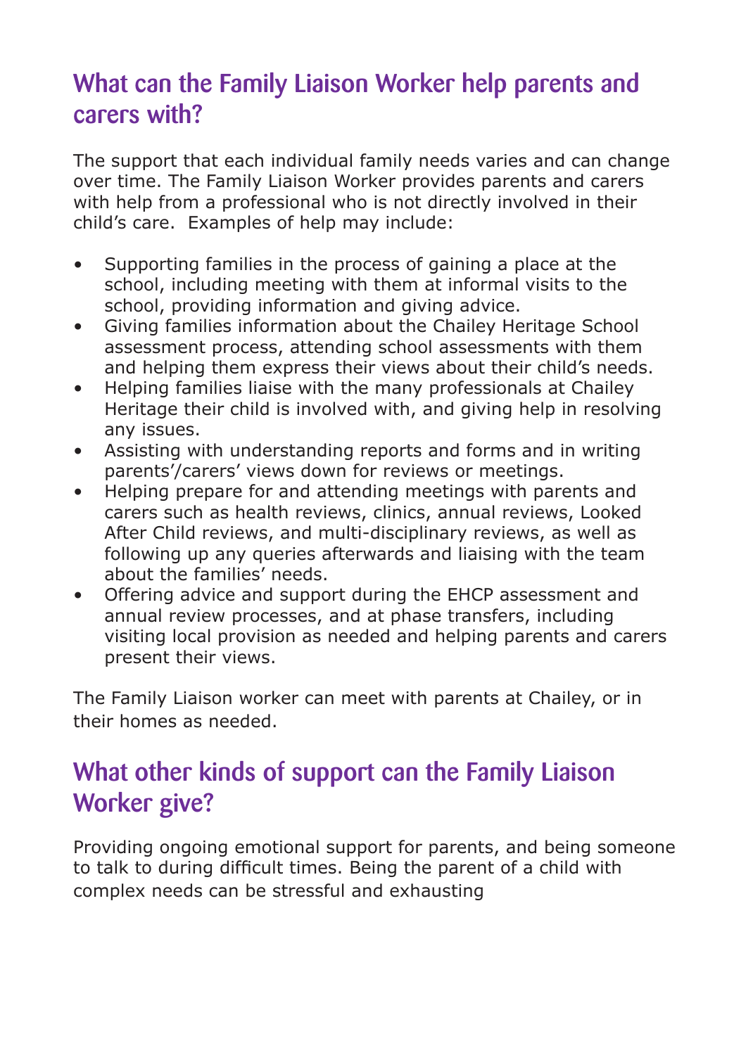## What can the Family Liaison Worker help parents and carers with?

The support that each individual family needs varies and can change over time. The Family Liaison Worker provides parents and carers with help from a professional who is not directly involved in their child's care.  Examples of help may include:

- Supporting families in the process of gaining a place at the school, including meeting with them at informal visits to the school, providing information and giving advice.
- Giving families information about the Chailey Heritage School assessment process, attending school assessments with them and helping them express their views about their child's needs.
- Helping families liaise with the many professionals at Chailey Heritage their child is involved with, and giving help in resolving any issues.
- Assisting with understanding reports and forms and in writing parents'/carers' views down for reviews or meetings.
- Helping prepare for and attending meetings with parents and carers such as health reviews, clinics, annual reviews, Looked After Child reviews, and multi-disciplinary reviews, as well as following up any queries afterwards and liaising with the team about the families' needs.
- Offering advice and support during the EHCP assessment and annual review processes, and at phase transfers, including visiting local provision as needed and helping parents and carers present their views.

The Family Liaison worker can meet with parents at Chailey, or in their homes as needed.

## What other kinds of support can the Family Liaison Worker give?

Providing ongoing emotional support for parents, and being someone to talk to during difficult times. Being the parent of a child with complex needs can be stressful and exhausting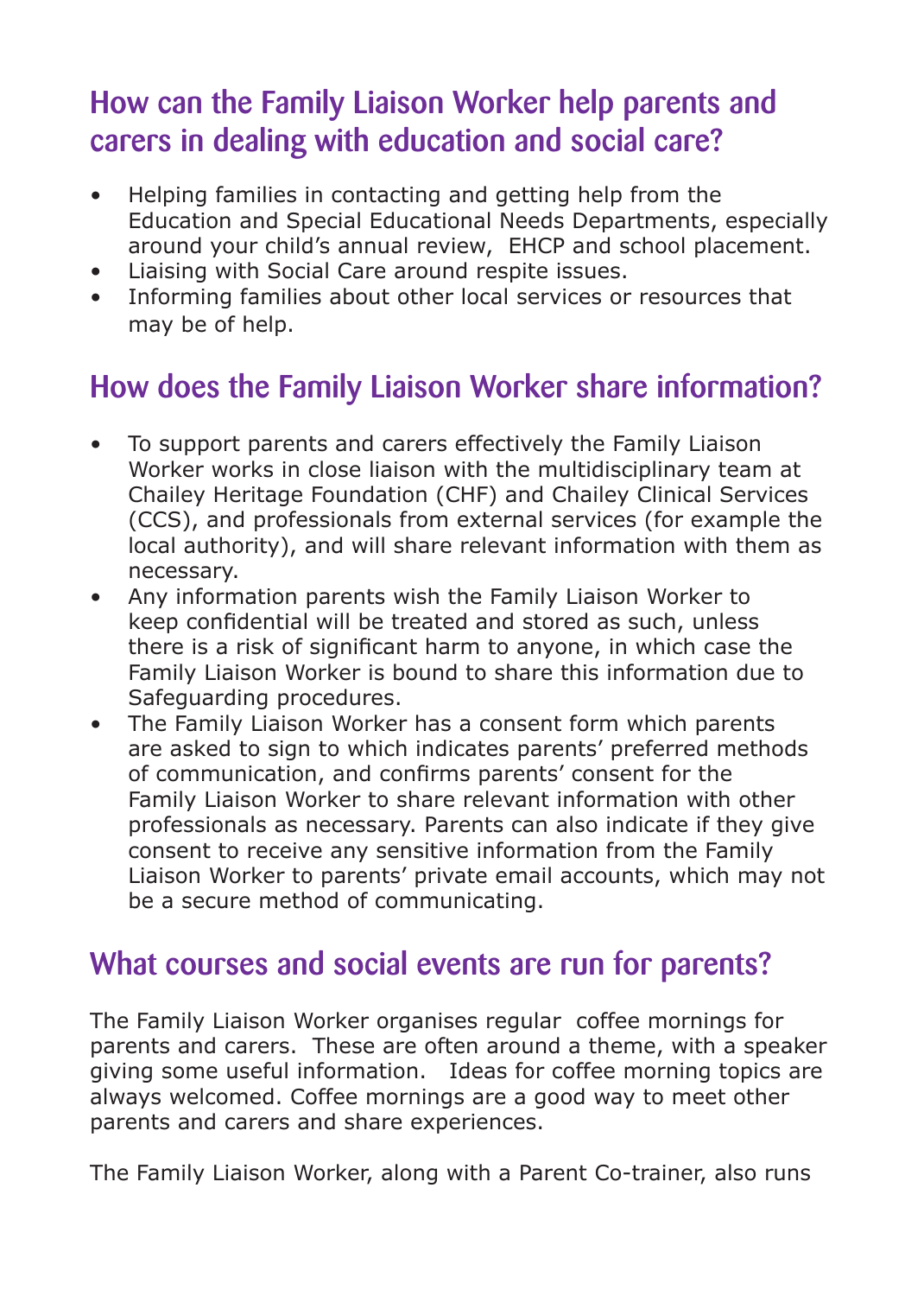## How can the Family Liaison Worker help parents and carers in dealing with education and social care?

- Helping families in contacting and getting help from the Education and Special Educational Needs Departments, especially around your child's annual review, EHCP and school placement.
- Liaising with Social Care around respite issues.
- Informing families about other local services or resources that may be of help.

## How does the Family Liaison Worker share information?

- To support parents and carers effectively the Family Liaison Worker works in close liaison with the multidisciplinary team at Chailey Heritage Foundation (CHF) and Chailey Clinical Services (CCS), and professionals from external services (for example the local authority), and will share relevant information with them as necessary.
- Any information parents wish the Family Liaison Worker to keep confidential will be treated and stored as such, unless there is a risk of significant harm to anyone, in which case the Family Liaison Worker is bound to share this information due to Safeguarding procedures.
- The Family Liaison Worker has a consent form which parents are asked to sign to which indicates parents' preferred methods of communication, and confirms parents' consent for the Family Liaison Worker to share relevant information with other professionals as necessary. Parents can also indicate if they give consent to receive any sensitive information from the Family Liaison Worker to parents' private email accounts, which may not be a secure method of communicating.

## What courses and social events are run for parents?

The Family Liaison Worker organises regular coffee mornings for parents and carers. These are often around a theme, with a speaker giving some useful information. Ideas for coffee morning topics are always welcomed. Coffee mornings are a good way to meet other parents and carers and share experiences.

The Family Liaison Worker, along with a Parent Co-trainer, also runs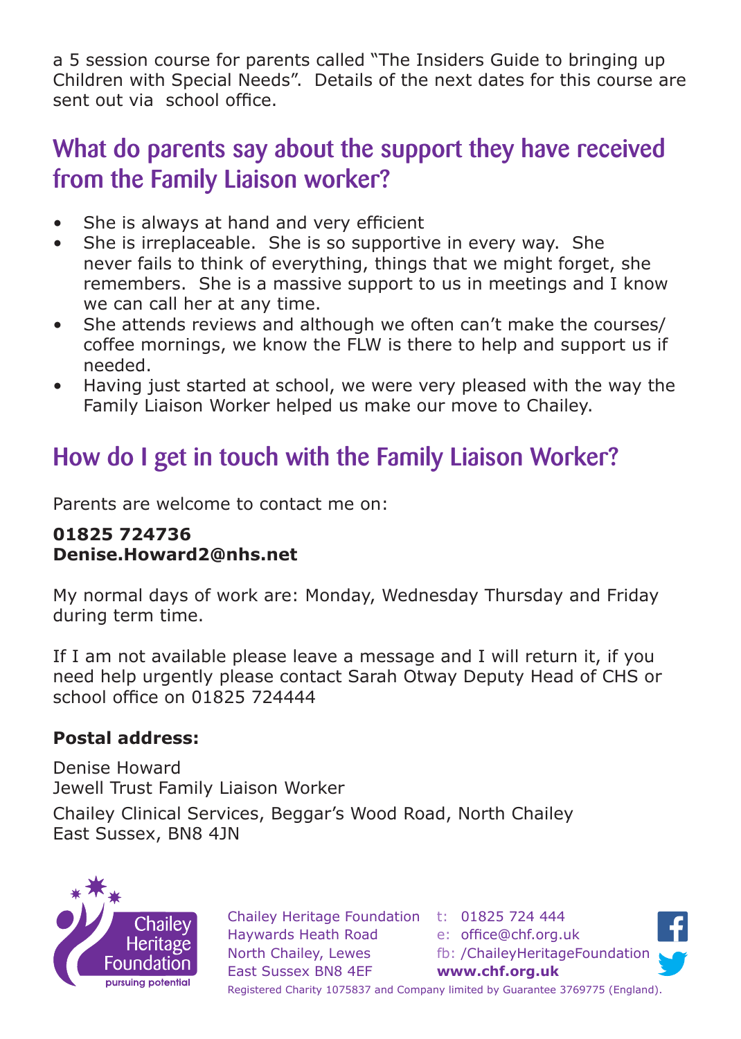a 5 session course for parents called "The Insiders Guide to bringing up Children with Special Needs". Details of the next dates for this course are sent out via school office.

## What do parents say about the support they have received from the Family Liaison worker?

- She is always at hand and very efficient
- She is irreplaceable. She is so supportive in every way. She never fails to think of everything, things that we might forget, she remembers. She is a massive support to us in meetings and I know we can call her at any time.
- She attends reviews and although we often can't make the courses/ coffee mornings, we know the FLW is there to help and support us if needed.
- Having just started at school, we were very pleased with the way the Family Liaison Worker helped us make our move to Chailey.

## How do I get in touch with the Family Liaison Worker?

Parents are welcome to contact me on:

**01825 724736**
**Denise.Howard2@nhs.net**

My normal days of work are: Monday, Wednesday Thursday and Friday during term time.

If I am not available please leave a message and I will return it, if you need help urgently please contact Sarah Otway Deputy Head of CHS or school office on 01825 724444

**Postal address:**

Denise Howard
Jewell Trust Family Liaison Worker

Chailey Clinical Services, Beggar's Wood Road, North Chailey
East Sussex, BN8 4JN

Chailey Heritage Foundation
pursuing potential

Chailey Heritage Foundation
Haywards Heath Road
North Chailey, Lewes
East Sussex BN8 4EF

t: 01825 724 444
e: office@chf.org.uk
fb: /ChaileyHeritageFoundation
**www.chf.org.uk**

Registered Charity 1075837 and Company limited by Guarantee 3769775 (England).